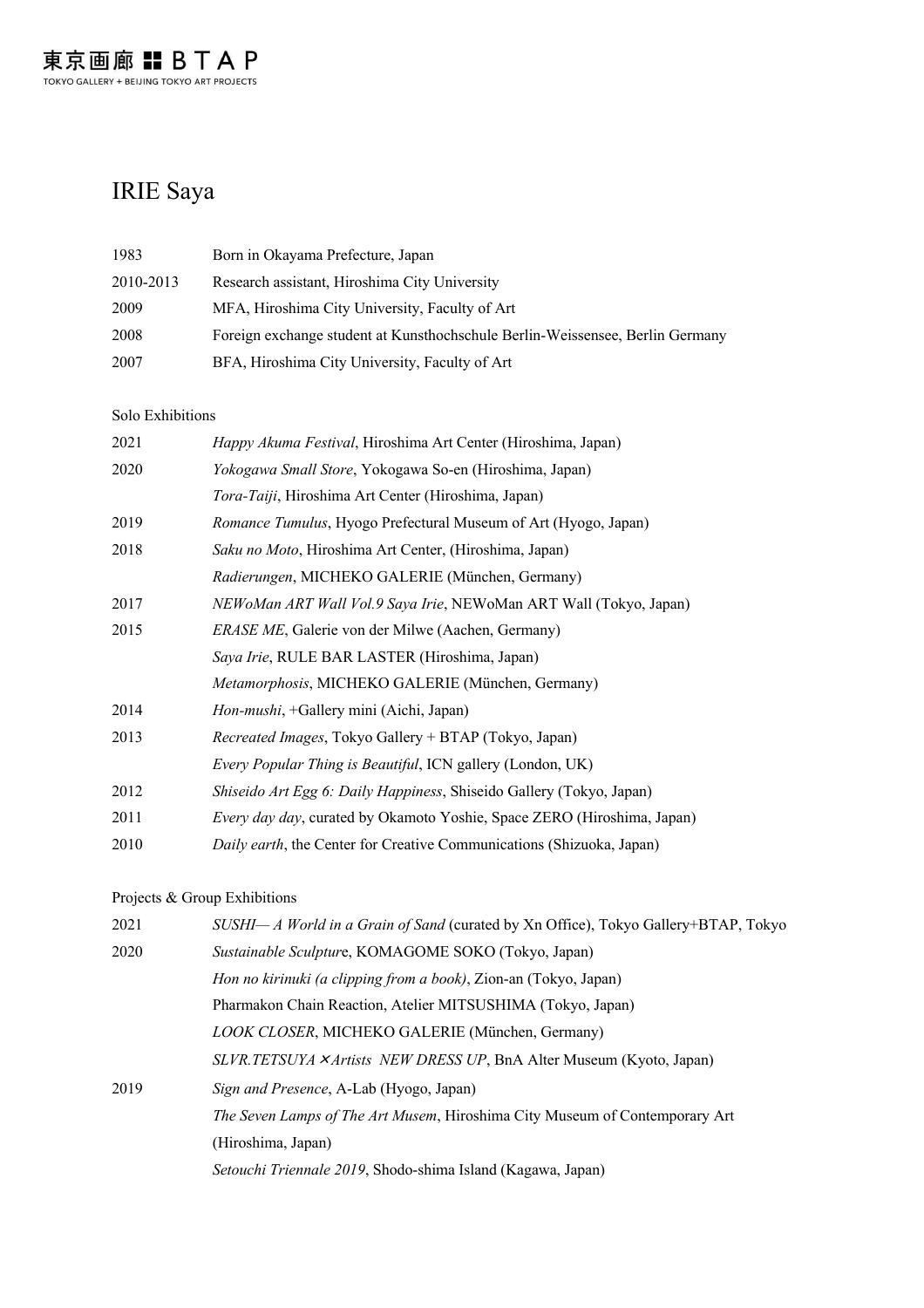# IRIE Saya

| | |
|---|---|
| 1983 | Born in Okayama Prefecture, Japan |
| 2010-2013 | Research assistant, Hiroshima City University |
| 2009 | MFA, Hiroshima City University, Faculty of Art |
| 2008 | Foreign exchange student at Kunsthochschule Berlin-Weissensee, Berlin Germany |
| 2007 | BFA, Hiroshima City University, Faculty of Art |

## Solo Exhibitions

| | |
|---|---|
| 2021 | *Happy Akuma Festival*, Hiroshima Art Center (Hiroshima, Japan) |
| 2020 | *Yokogawa Small Store*, Yokogawa So-en (Hiroshima, Japan) |
| | *Tora-Taiji*, Hiroshima Art Center (Hiroshima, Japan) |
| 2019 | *Romance Tumulus*, Hyogo Prefectural Museum of Art (Hyogo, Japan) |
| 2018 | *Saku no Moto*, Hiroshima Art Center, (Hiroshima, Japan) |
| | *Radierungen*, MICHEKO GALERIE (München, Germany) |
| 2017 | *NEWoMan ART Wall Vol.9 Saya Irie*, NEWoMan ART Wall (Tokyo, Japan) |
| 2015 | *ERASE ME*, Galerie von der Milwe (Aachen, Germany) |
| | *Saya Irie*, RULE BAR LASTER (Hiroshima, Japan) |
| | *Metamorphosis*, MICHEKO GALERIE (München, Germany) |
| 2014 | *Hon-mushi*, +Gallery mini (Aichi, Japan) |
| 2013 | *Recreated Images*, Tokyo Gallery + BTAP (Tokyo, Japan) |
| | *Every Popular Thing is Beautiful*, ICN gallery (London, UK) |
| 2012 | *Shiseido Art Egg 6: Daily Happiness*, Shiseido Gallery (Tokyo, Japan) |
| 2011 | *Every day day*, curated by Okamoto Yoshie, Space ZERO (Hiroshima, Japan) |
| 2010 | *Daily earth*, the Center for Creative Communications (Shizuoka, Japan) |

## Projects & Group Exhibitions

| | |
|---|---|
| 2021 | *SUSHI— A World in a Grain of Sand* (curated by Xn Office), Tokyo Gallery+BTAP, Tokyo |
| 2020 | *Sustainable Sculpture*, KOMAGOME SOKO (Tokyo, Japan) |
| | *Hon no kirinuki (a clipping from a book)*, Zion-an (Tokyo, Japan) |
| | Pharmakon Chain Reaction, Atelier MITSUSHIMA (Tokyo, Japan) |
| | *LOOK CLOSER*, MICHEKO GALERIE (München, Germany) |
| | *SLVR.TETSUYA×Artists NEW DRESS UP*, BnA Alter Museum (Kyoto, Japan) |
| 2019 | *Sign and Presence*, A-Lab (Hyogo, Japan) |
| | *The Seven Lamps of The Art Musem*, Hiroshima City Museum of Contemporary Art (Hiroshima, Japan) |
| | *Setouchi Triennale 2019*, Shodo-shima Island (Kagawa, Japan) |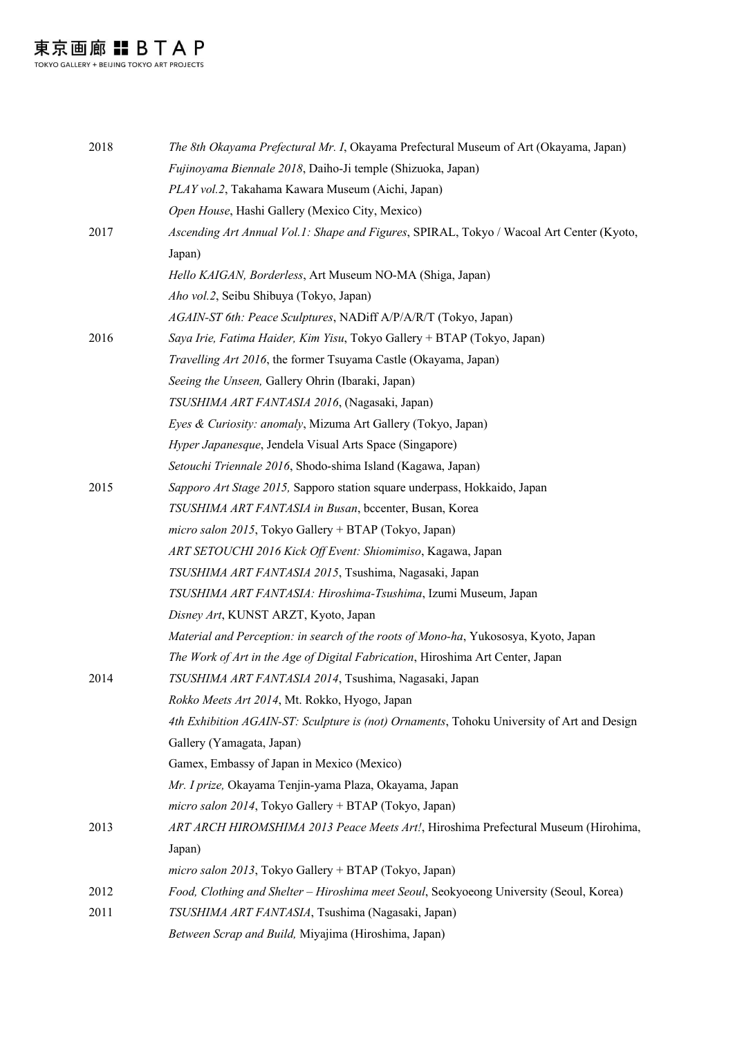| | |
|---|---|
| 2018 | *The 8th Okayama Prefectural Mr. I*, Okayama Prefectural Museum of Art (Okayama, Japan) |
| | *Fujinoyama Biennale 2018*, Daiho-Ji temple (Shizuoka, Japan) |
| | *PLAY vol.2*, Takahama Kawara Museum (Aichi, Japan) |
| | *Open House*, Hashi Gallery (Mexico City, Mexico) |
| 2017 | *Ascending Art Annual Vol.1: Shape and Figures*, SPIRAL, Tokyo / Wacoal Art Center (Kyoto, Japan) |
| | *Hello KAIGAN, Borderless*, Art Museum NO-MA (Shiga, Japan) |
| | *Aho vol.2*, Seibu Shibuya (Tokyo, Japan) |
| | *AGAIN-ST 6th: Peace Sculptures*, NADiff A/P/A/R/T (Tokyo, Japan) |
| 2016 | *Saya Irie, Fatima Haider, Kim Yisu*, Tokyo Gallery + BTAP (Tokyo, Japan) |
| | *Travelling Art 2016*, the former Tsuyama Castle (Okayama, Japan) |
| | *Seeing the Unseen,* Gallery Ohrin (Ibaraki, Japan) |
| | *TSUSHIMA ART FANTASIA 2016*, (Nagasaki, Japan) |
| | *Eyes & Curiosity: anomaly*, Mizuma Art Gallery (Tokyo, Japan) |
| | *Hyper Japanesque*, Jendela Visual Arts Space (Singapore) |
| | *Setouchi Triennale 2016*, Shodo-shima Island (Kagawa, Japan) |
| 2015 | *Sapporo Art Stage 2015,* Sapporo station square underpass, Hokkaido, Japan |
| | *TSUSHIMA ART FANTASIA in Busan*, bccenter, Busan, Korea |
| | *micro salon 2015*, Tokyo Gallery + BTAP (Tokyo, Japan) |
| | *ART SETOUCHI 2016 Kick Off Event: Shiomimiso*, Kagawa, Japan |
| | *TSUSHIMA ART FANTASIA 2015*, Tsushima, Nagasaki, Japan |
| | *TSUSHIMA ART FANTASIA: Hiroshima-Tsushima*, Izumi Museum, Japan |
| | *Disney Art*, KUNST ARZT, Kyoto, Japan |
| | *Material and Perception: in search of the roots of Mono-ha*, Yukososya, Kyoto, Japan |
| | *The Work of Art in the Age of Digital Fabrication*, Hiroshima Art Center, Japan |
| 2014 | *TSUSHIMA ART FANTASIA 2014*, Tsushima, Nagasaki, Japan |
| | *Rokko Meets Art 2014*, Mt. Rokko, Hyogo, Japan |
| | *4th Exhibition AGAIN-ST: Sculpture is (not) Ornaments*, Tohoku University of Art and Design Gallery (Yamagata, Japan) |
| | Gamex, Embassy of Japan in Mexico (Mexico) |
| | *Mr. I prize,* Okayama Tenjin-yama Plaza, Okayama, Japan |
| | *micro salon 2014*, Tokyo Gallery + BTAP (Tokyo, Japan) |
| 2013 | *ART ARCH HIROMSHIMA 2013 Peace Meets Art!*, Hiroshima Prefectural Museum (Hirohima, Japan) |
| | *micro salon 2013*, Tokyo Gallery + BTAP (Tokyo, Japan) |
| 2012 | *Food, Clothing and Shelter – Hiroshima meet Seoul*, Seokyoeong University (Seoul, Korea) |
| 2011 | *TSUSHIMA ART FANTASIA*, Tsushima (Nagasaki, Japan) |
| | *Between Scrap and Build,* Miyajima (Hiroshima, Japan) |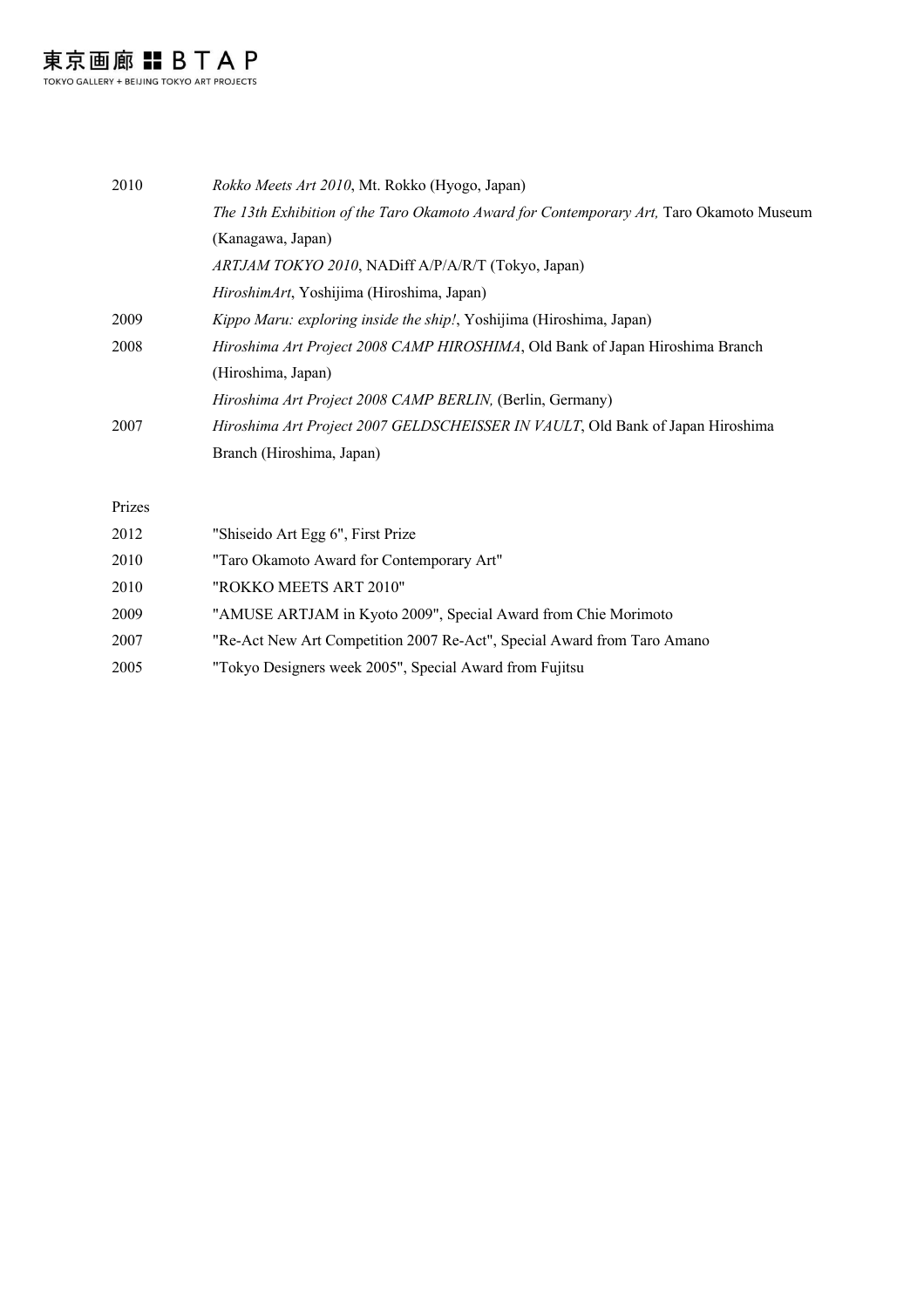| | |
|---|---|
| 2010 | *Rokko Meets Art 2010*, Mt. Rokko (Hyogo, Japan) |
| | *The 13th Exhibition of the Taro Okamoto Award for Contemporary Art,* Taro Okamoto Museum (Kanagawa, Japan) |
| | *ARTJAM TOKYO 2010*, NADiff A/P/A/R/T (Tokyo, Japan) |
| | *HiroshimArt*, Yoshijima (Hiroshima, Japan) |
| 2009 | *Kippo Maru: exploring inside the ship!*, Yoshijima (Hiroshima, Japan) |
| 2008 | *Hiroshima Art Project 2008 CAMP HIROSHIMA*, Old Bank of Japan Hiroshima Branch (Hiroshima, Japan) |
| | *Hiroshima Art Project 2008 CAMP BERLIN,* (Berlin, Germany) |
| 2007 | *Hiroshima Art Project 2007 GELDSCHEISSER IN VAULT*, Old Bank of Japan Hiroshima Branch (Hiroshima, Japan) |

Prizes

| | |
|---|---|
| 2012 | "Shiseido Art Egg 6", First Prize |
| 2010 | "Taro Okamoto Award for Contemporary Art" |
| 2010 | "ROKKO MEETS ART 2010" |
| 2009 | "AMUSE ARTJAM in Kyoto 2009", Special Award from Chie Morimoto |
| 2007 | "Re-Act New Art Competition 2007 Re-Act", Special Award from Taro Amano |
| 2005 | "Tokyo Designers week 2005", Special Award from Fujitsu |